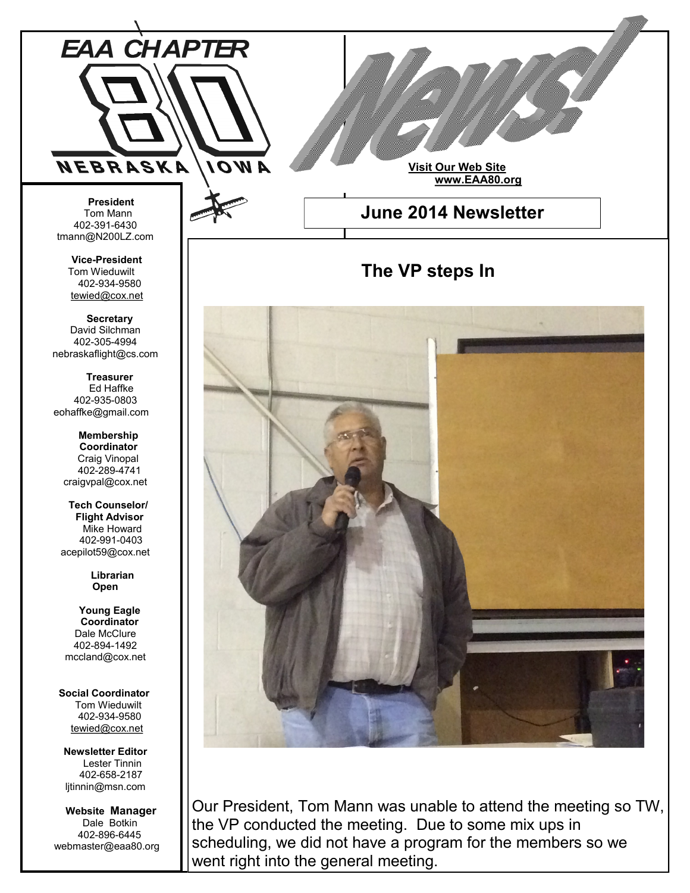# EAA CHAPTER 80 NEBRASKA IOWA

# News!

**Visit Our Web Site**
**www.EAA80.org**

## June 2014 Newsletter

**President**
Tom Mann
402-391-6430
tmann@N200LZ.com

**Vice-President**
Tom Wieduwilt
402-934-9580
tewied@cox.net

**Secretary**
David Silchman
402-305-4994
nebraskaflight@cs.com

**Treasurer**
Ed Haffke
402-935-0803
eohaffke@gmail.com

**Membership Coordinator**
Craig Vinopal
402-289-4741
craigvpal@cox.net

**Tech Counselor/ Flight Advisor**
Mike Howard
402-991-0403
acepilot59@cox.net

**Librarian**
**Open**

**Young Eagle Coordinator**
Dale McClure
402-894-1492
mccland@cox.net

**Social Coordinator**
Tom Wieduwilt
402-934-9580
tewied@cox.net

**Newsletter Editor**
Lester Tinnin
402-658-2187
ljtinnin@msn.com

**Website Manager**
Dale Botkin
402-896-6445
webmaster@eaa80.org

## The VP steps In

Our President, Tom Mann was unable to attend the meeting so TW, the VP conducted the meeting. Due to some mix ups in scheduling, we did not have a program for the members so we went right into the general meeting.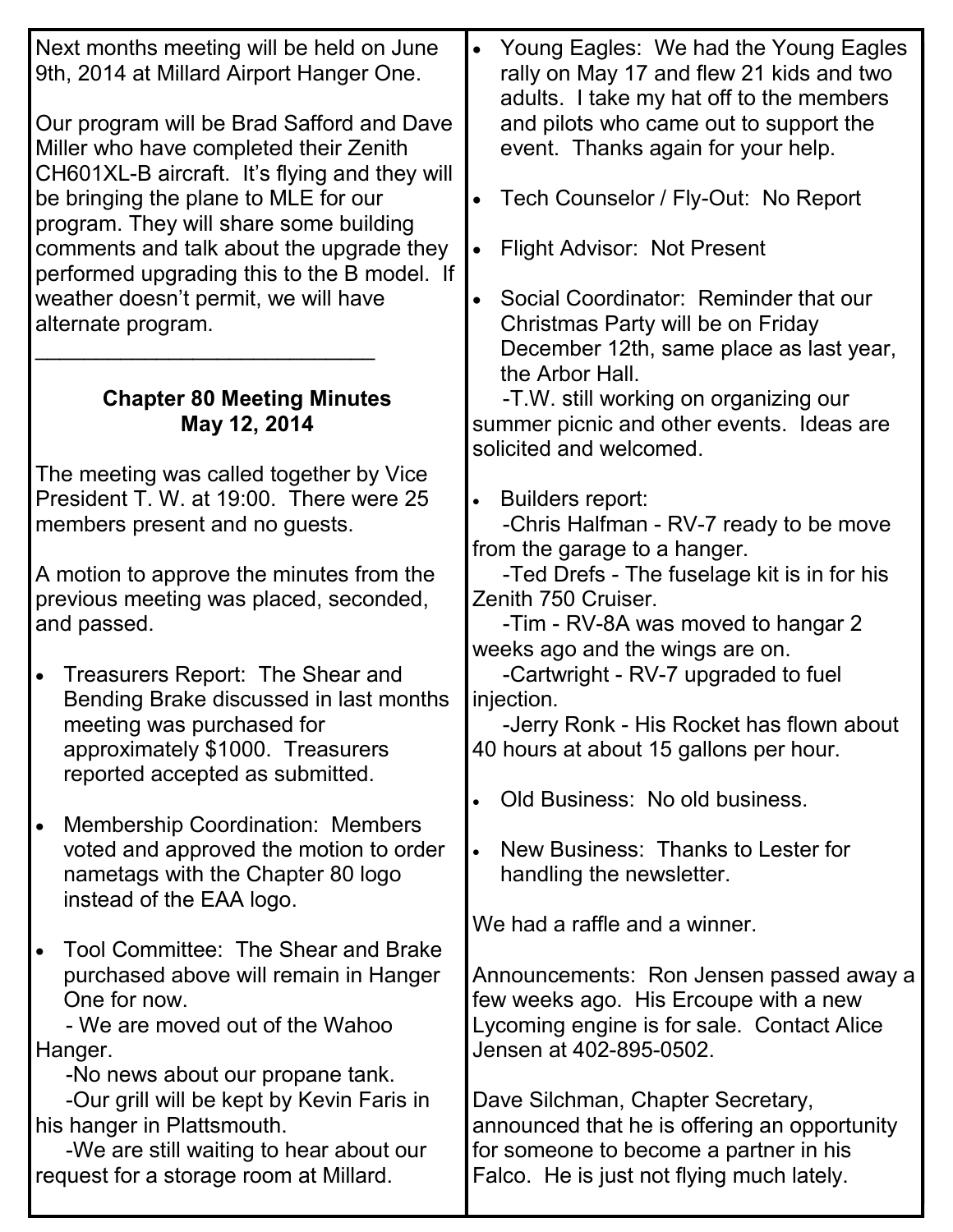Next months meeting will be held on June 9th, 2014 at Millard Airport Hanger One.

Our program will be Brad Safford and Dave Miller who have completed their Zenith CH601XL-B aircraft. It's flying and they will be bringing the plane to MLE for our program. They will share some building comments and talk about the upgrade they performed upgrading this to the B model. If weather doesn't permit, we will have alternate program.

---

**Chapter 80 Meeting Minutes**
**May 12, 2014**

The meeting was called together by Vice President T. W. at 19:00. There were 25 members present and no guests.

A motion to approve the minutes from the previous meeting was placed, seconded, and passed.

- Treasurers Report: The Shear and Bending Brake discussed in last months meeting was purchased for approximately $1000. Treasurers reported accepted as submitted.

- Membership Coordination: Members voted and approved the motion to order nametags with the Chapter 80 logo instead of the EAA logo.

- Tool Committee: The Shear and Brake purchased above will remain in Hanger One for now.
  - We are moved out of the Wahoo Hanger.
  - No news about our propane tank.
  - Our grill will be kept by Kevin Faris in his hanger in Plattsmouth.
  - We are still waiting to hear about our request for a storage room at Millard.

- Young Eagles: We had the Young Eagles rally on May 17 and flew 21 kids and two adults. I take my hat off to the members and pilots who came out to support the event. Thanks again for your help.

- Tech Counselor / Fly-Out: No Report

- Flight Advisor: Not Present

- Social Coordinator: Reminder that our Christmas Party will be on Friday December 12th, same place as last year, the Arbor Hall.
  - T.W. still working on organizing our summer picnic and other events. Ideas are solicited and welcomed.

- Builders report:
  - Chris Halfman - RV-7 ready to be move from the garage to a hanger.
  - Ted Drefs - The fuselage kit is in for his Zenith 750 Cruiser.
  - Tim - RV-8A was moved to hangar 2 weeks ago and the wings are on.
  - Cartwright - RV-7 upgraded to fuel injection.
  - Jerry Ronk - His Rocket has flown about 40 hours at about 15 gallons per hour.

- Old Business: No old business.

- New Business: Thanks to Lester for handling the newsletter.

We had a raffle and a winner.

Announcements: Ron Jensen passed away a few weeks ago. His Ercoupe with a new Lycoming engine is for sale. Contact Alice Jensen at 402-895-0502.

Dave Silchman, Chapter Secretary, announced that he is offering an opportunity for someone to become a partner in his Falco. He is just not flying much lately.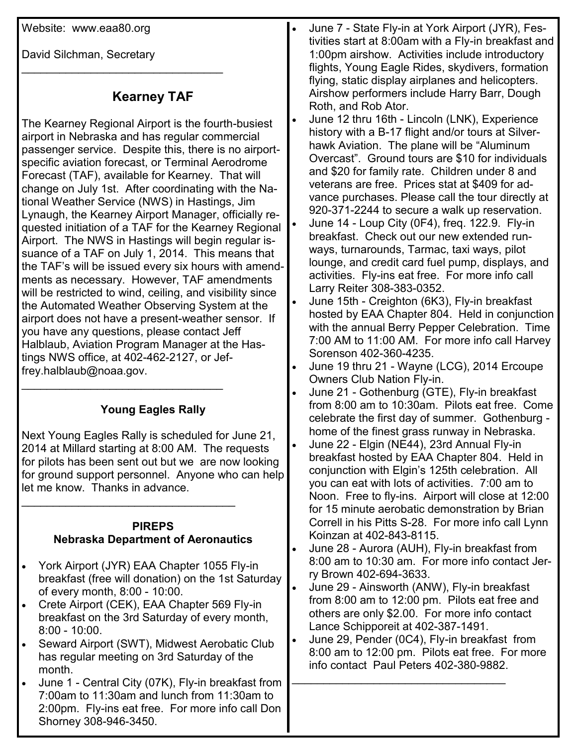Website: www.eaa80.org

David Silchman, Secretary

---

## Kearney TAF

The Kearney Regional Airport is the fourth-busiest airport in Nebraska and has regular commercial passenger service. Despite this, there is no airport-specific aviation forecast, or Terminal Aerodrome Forecast (TAF), available for Kearney. That will change on July 1st. After coordinating with the National Weather Service (NWS) in Hastings, Jim Lynaugh, the Kearney Airport Manager, officially requested initiation of a TAF for the Kearney Regional Airport. The NWS in Hastings will begin regular issuance of a TAF on July 1, 2014. This means that the TAF's will be issued every six hours with amendments as necessary. However, TAF amendments will be restricted to wind, ceiling, and visibility since the Automated Weather Observing System at the airport does not have a present-weather sensor. If you have any questions, please contact Jeff Halblaub, Aviation Program Manager at the Hastings NWS office, at 402-462-2127, or Jeffrey.halblaub@noaa.gov.

---

### Young Eagles Rally

Next Young Eagles Rally is scheduled for June 21, 2014 at Millard starting at 8:00 AM. The requests for pilots has been sent out but we are now looking for ground support personnel. Anyone who can help let me know. Thanks in advance.

---

### PIREPS
### Nebraska Department of Aeronautics

- York Airport (JYR) EAA Chapter 1055 Fly-in breakfast (free will donation) on the 1st Saturday of every month, 8:00 - 10:00.
- Crete Airport (CEK), EAA Chapter 569 Fly-in breakfast on the 3rd Saturday of every month, 8:00 - 10:00.
- Seward Airport (SWT), Midwest Aerobatic Club has regular meeting on 3rd Saturday of the month.
- June 1 - Central City (07K), Fly-in breakfast from 7:00am to 11:30am and lunch from 11:30am to 2:00pm. Fly-ins eat free. For more info call Don Shorney 308-946-3450.
- June 7 - State Fly-in at York Airport (JYR), Festivities start at 8:00am with a Fly-in breakfast and 1:00pm airshow. Activities include introductory flights, Young Eagle Rides, skydivers, formation flying, static display airplanes and helicopters. Airshow performers include Harry Barr, Dough Roth, and Rob Ator.
- June 12 thru 16th - Lincoln (LNK), Experience history with a B-17 flight and/or tours at Silverhawk Aviation. The plane will be "Aluminum Overcast". Ground tours are $10 for individuals and $20 for family rate. Children under 8 and veterans are free. Prices stat at $409 for advance purchases. Please call the tour directly at 920-371-2244 to secure a walk up reservation.
- June 14 - Loup City (0F4), freq. 122.9. Fly-in breakfast. Check out our new extended runways, turnarounds, Tarmac, taxi ways, pilot lounge, and credit card fuel pump, displays, and activities. Fly-ins eat free. For more info call Larry Reiter 308-383-0352.
- June 15th - Creighton (6K3), Fly-in breakfast hosted by EAA Chapter 804. Held in conjunction with the annual Berry Pepper Celebration. Time 7:00 AM to 11:00 AM. For more info call Harvey Sorenson 402-360-4235.
- June 19 thru 21 - Wayne (LCG), 2014 Ercoupe Owners Club Nation Fly-in.
- June 21 - Gothenburg (GTE), Fly-in breakfast from 8:00 am to 10:30am. Pilots eat free. Come celebrate the first day of summer. Gothenburg - home of the finest grass runway in Nebraska.
- June 22 - Elgin (NE44), 23rd Annual Fly-in breakfast hosted by EAA Chapter 804. Held in conjunction with Elgin's 125th celebration. All you can eat with lots of activities. 7:00 am to Noon. Free to fly-ins. Airport will close at 12:00 for 15 minute aerobatic demonstration by Brian Correll in his Pitts S-28. For more info call Lynn Koinzan at 402-843-8115.
- June 28 - Aurora (AUH), Fly-in breakfast from 8:00 am to 10:30 am. For more info contact Jerry Brown 402-694-3633.
- June 29 - Ainsworth (ANW), Fly-in breakfast from 8:00 am to 12:00 pm. Pilots eat free and others are only $2.00. For more info contact Lance Schipporeit at 402-387-1491.
- June 29, Pender (0C4), Fly-in breakfast from 8:00 am to 12:00 pm. Pilots eat free. For more info contact Paul Peters 402-380-9882.

---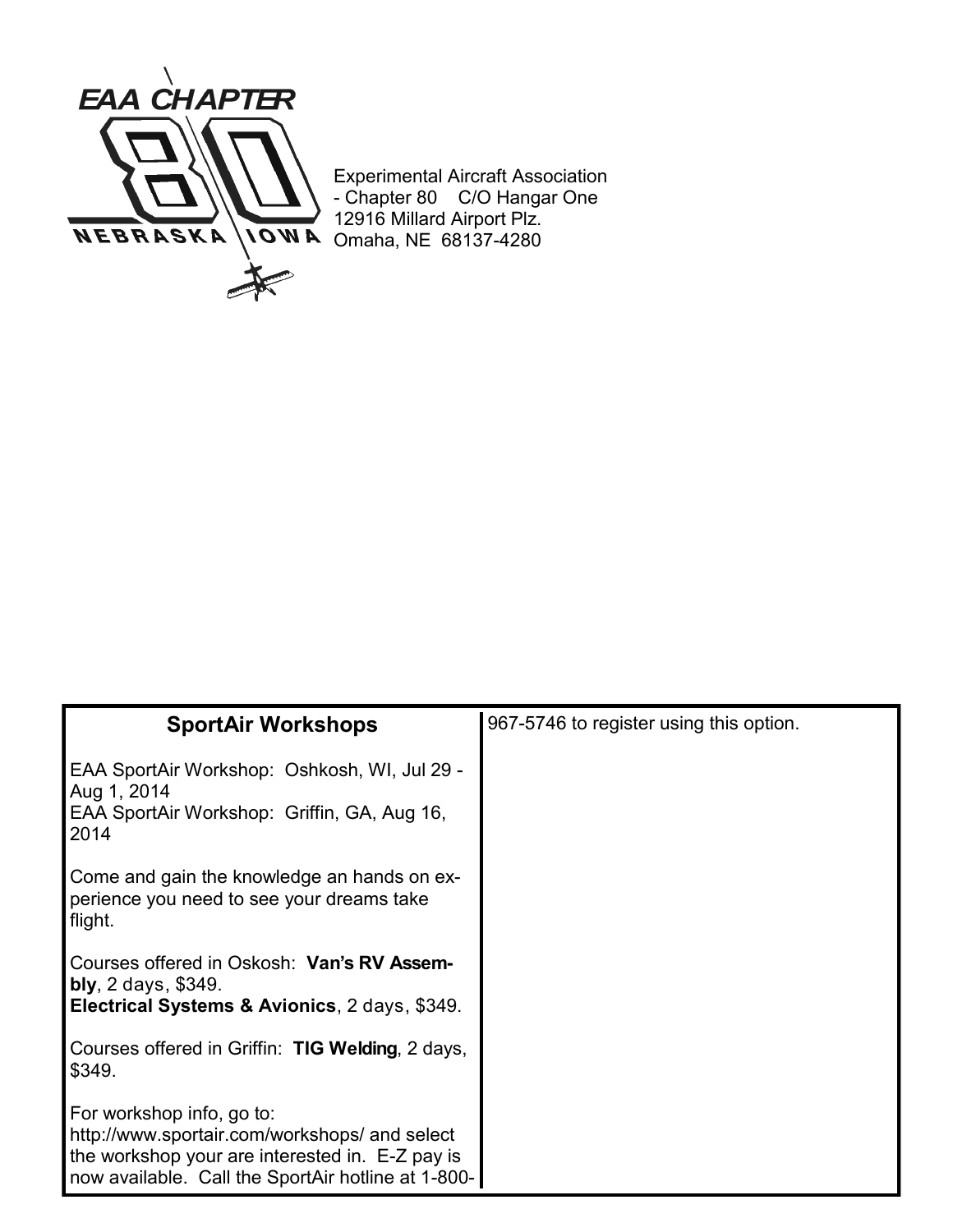EAA CHAPTER 80 NEBRASKA IOWA

Experimental Aircraft Association
- Chapter 80 C/O Hangar One
12916 Millard Airport Plz.
Omaha, NE 68137-4280

## SportAir Workshops

EAA SportAir Workshop: Oshkosh, WI, Jul 29 - Aug 1, 2014
EAA SportAir Workshop: Griffin, GA, Aug 16, 2014

Come and gain the knowledge an hands on experience you need to see your dreams take flight.

Courses offered in Oskosh: **Van's RV Assembly**, 2 days, $349.
**Electrical Systems & Avionics**, 2 days, $349.

Courses offered in Griffin: **TIG Welding**, 2 days, $349.

For workshop info, go to: http://www.sportair.com/workshops/ and select the workshop your are interested in. E-Z pay is now available. Call the SportAir hotline at 1-800-967-5746 to register using this option.